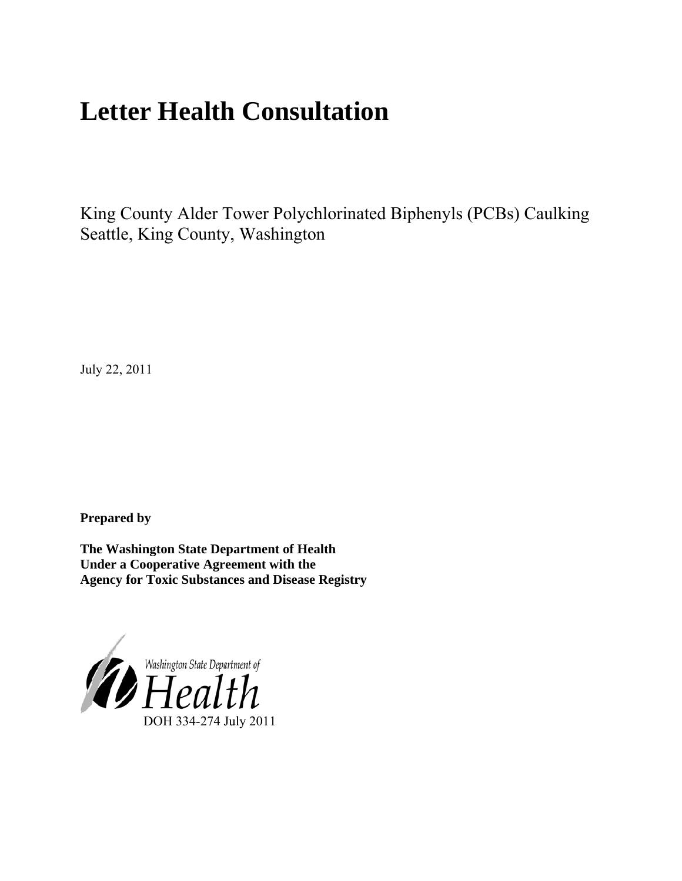# Letter Health Consultation

King County Alder Tower Polychlorinated Biphenyls (PCBs) Caulking
Seattle, King County, Washington

July 22, 2011

**Prepared by**

**The Washington State Department of Health**
**Under a Cooperative Agreement with the**
**Agency for Toxic Substances and Disease Registry**

Washington State Department of Health

DOH 334-274 July 2011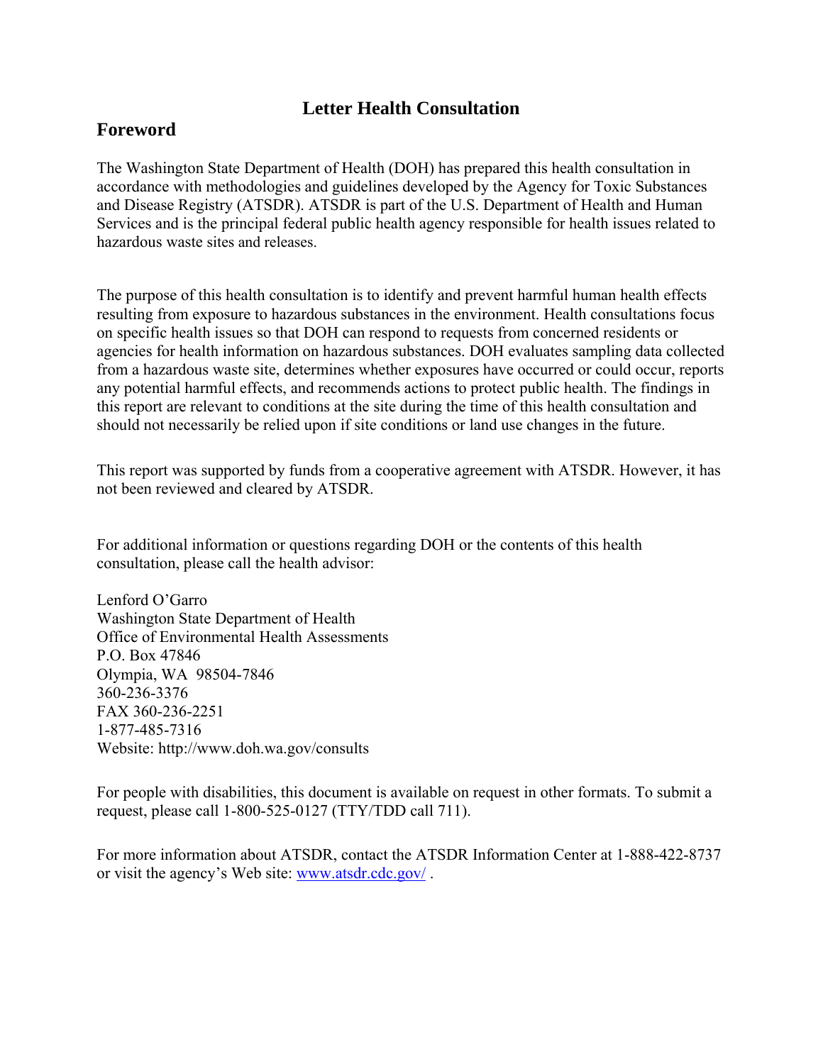# Letter Health Consultation

## Foreword

The Washington State Department of Health (DOH) has prepared this health consultation in accordance with methodologies and guidelines developed by the Agency for Toxic Substances and Disease Registry (ATSDR). ATSDR is part of the U.S. Department of Health and Human Services and is the principal federal public health agency responsible for health issues related to hazardous waste sites and releases.

The purpose of this health consultation is to identify and prevent harmful human health effects resulting from exposure to hazardous substances in the environment. Health consultations focus on specific health issues so that DOH can respond to requests from concerned residents or agencies for health information on hazardous substances. DOH evaluates sampling data collected from a hazardous waste site, determines whether exposures have occurred or could occur, reports any potential harmful effects, and recommends actions to protect public health. The findings in this report are relevant to conditions at the site during the time of this health consultation and should not necessarily be relied upon if site conditions or land use changes in the future.

This report was supported by funds from a cooperative agreement with ATSDR. However, it has not been reviewed and cleared by ATSDR.

For additional information or questions regarding DOH or the contents of this health consultation, please call the health advisor:

Lenford O'Garro  
Washington State Department of Health  
Office of Environmental Health Assessments  
P.O. Box 47846  
Olympia, WA 98504-7846  
360-236-3376  
FAX 360-236-2251  
1-877-485-7316  
Website: http://www.doh.wa.gov/consults

For people with disabilities, this document is available on request in other formats. To submit a request, please call 1-800-525-0127 (TTY/TDD call 711).

For more information about ATSDR, contact the ATSDR Information Center at 1-888-422-8737 or visit the agency's Web site: [www.atsdr.cdc.gov/](http://www.atsdr.cdc.gov/) .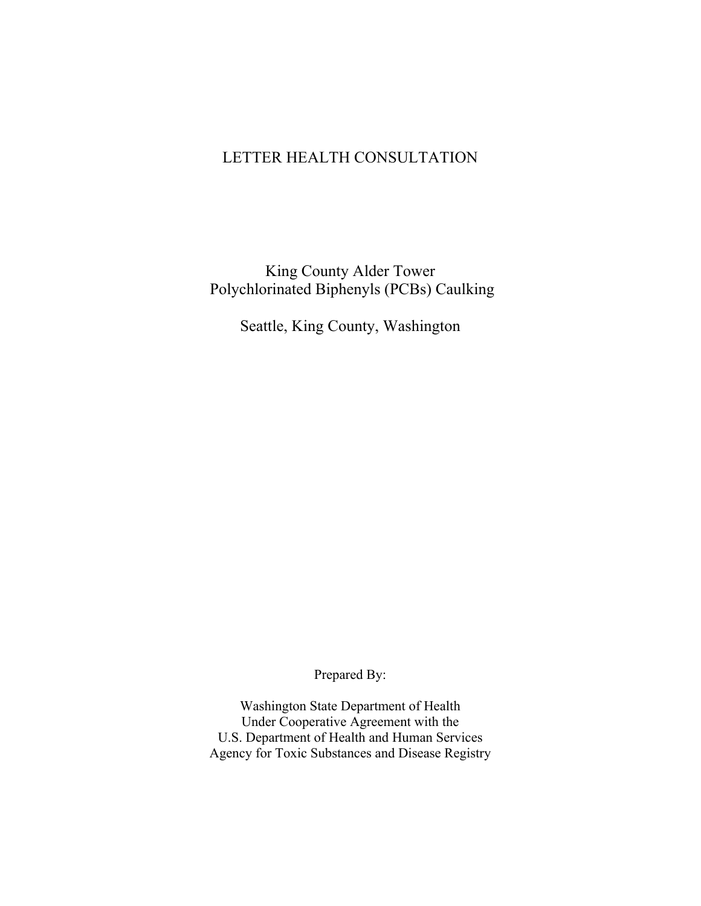# LETTER HEALTH CONSULTATION

## King County Alder Tower
## Polychlorinated Biphenyls (PCBs) Caulking

## Seattle, King County, Washington

Prepared By:

Washington State Department of Health
Under Cooperative Agreement with the
U.S. Department of Health and Human Services
Agency for Toxic Substances and Disease Registry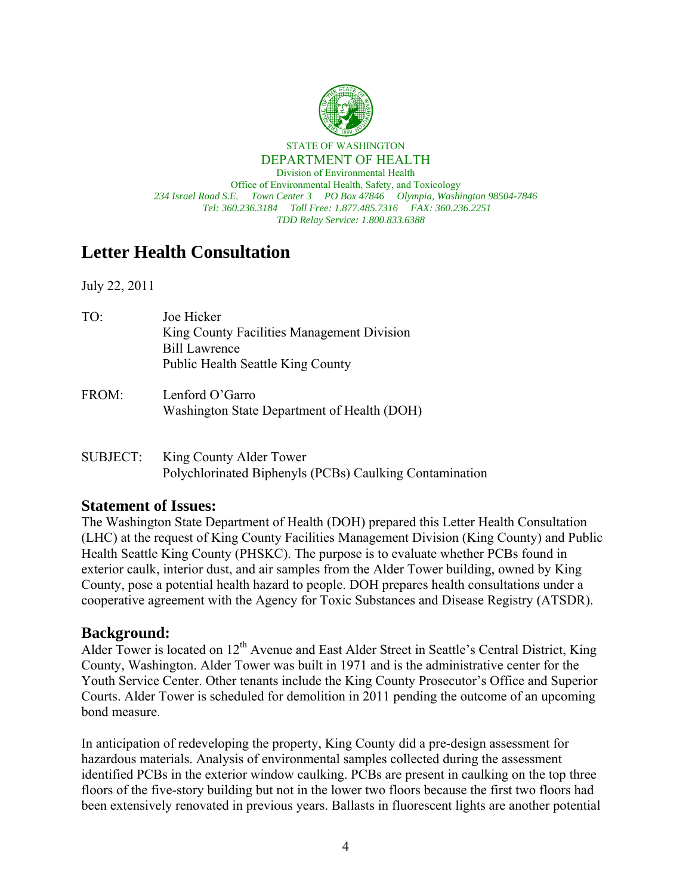STATE OF WASHINGTON
DEPARTMENT OF HEALTH
Division of Environmental Health
Office of Environmental Health, Safety, and Toxicology
*234 Israel Road S.E. Town Center 3 PO Box 47846 Olympia, Washington 98504-7846*
*Tel: 360.236.3184 Toll Free: 1.877.485.7316 FAX: 360.236.2251*
*TDD Relay Service: 1.800.833.6388*

# Letter Health Consultation

July 22, 2011

TO: Joe Hicker
King County Facilities Management Division
Bill Lawrence
Public Health Seattle King County

FROM: Lenford O'Garro
Washington State Department of Health (DOH)

SUBJECT: King County Alder Tower
Polychlorinated Biphenyls (PCBs) Caulking Contamination

## Statement of Issues:

The Washington State Department of Health (DOH) prepared this Letter Health Consultation (LHC) at the request of King County Facilities Management Division (King County) and Public Health Seattle King County (PHSKC). The purpose is to evaluate whether PCBs found in exterior caulk, interior dust, and air samples from the Alder Tower building, owned by King County, pose a potential health hazard to people. DOH prepares health consultations under a cooperative agreement with the Agency for Toxic Substances and Disease Registry (ATSDR).

## Background:

Alder Tower is located on 12th Avenue and East Alder Street in Seattle's Central District, King County, Washington. Alder Tower was built in 1971 and is the administrative center for the Youth Service Center. Other tenants include the King County Prosecutor's Office and Superior Courts. Alder Tower is scheduled for demolition in 2011 pending the outcome of an upcoming bond measure.

In anticipation of redeveloping the property, King County did a pre-design assessment for hazardous materials. Analysis of environmental samples collected during the assessment identified PCBs in the exterior window caulking. PCBs are present in caulking on the top three floors of the five-story building but not in the lower two floors because the first two floors had been extensively renovated in previous years. Ballasts in fluorescent lights are another potential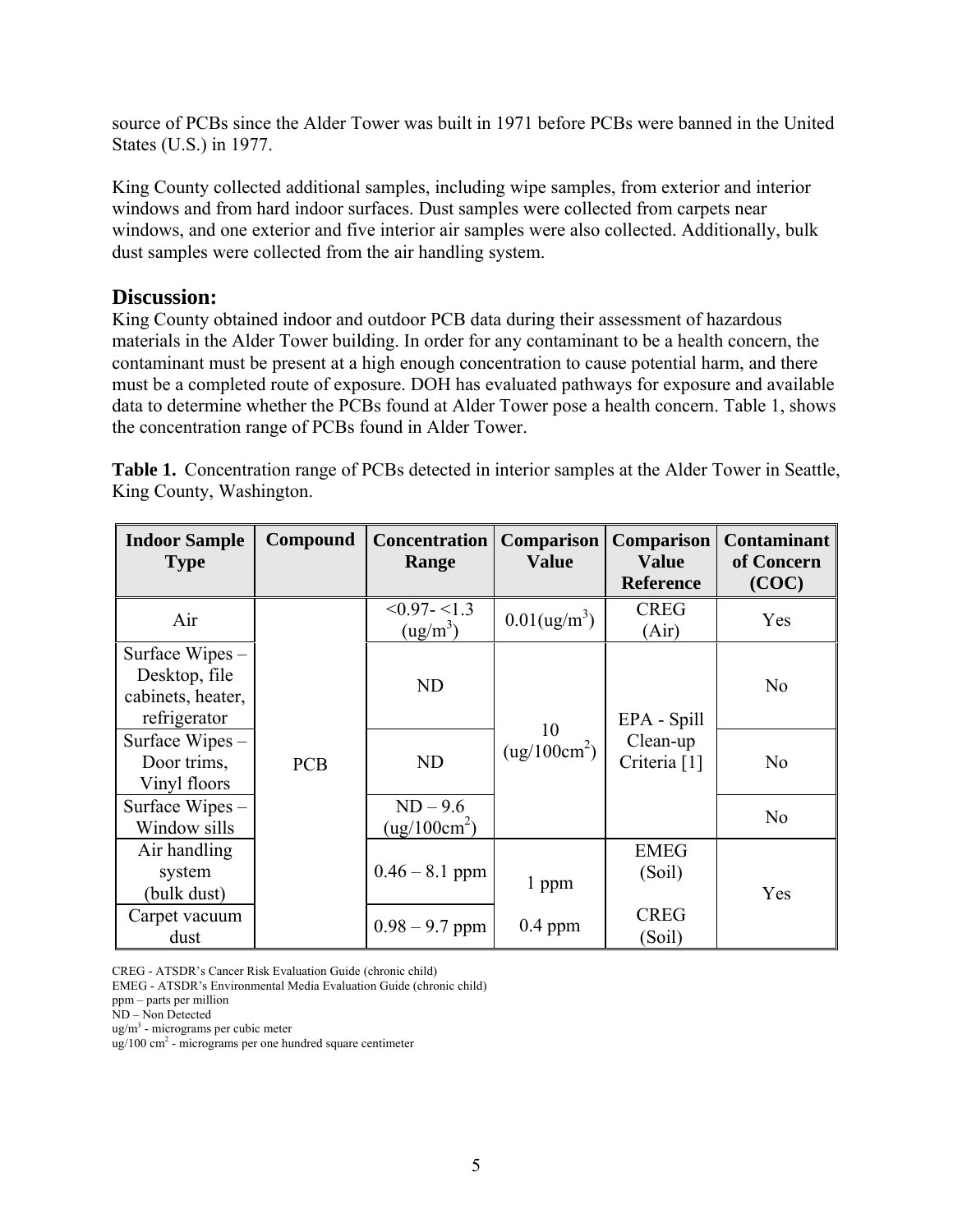source of PCBs since the Alder Tower was built in 1971 before PCBs were banned in the United States (U.S.) in 1977.

King County collected additional samples, including wipe samples, from exterior and interior windows and from hard indoor surfaces. Dust samples were collected from carpets near windows, and one exterior and five interior air samples were also collected. Additionally, bulk dust samples were collected from the air handling system.

## Discussion:

King County obtained indoor and outdoor PCB data during their assessment of hazardous materials in the Alder Tower building. In order for any contaminant to be a health concern, the contaminant must be present at a high enough concentration to cause potential harm, and there must be a completed route of exposure. DOH has evaluated pathways for exposure and available data to determine whether the PCBs found at Alder Tower pose a health concern. Table 1, shows the concentration range of PCBs found in Alder Tower.

**Table 1.** Concentration range of PCBs detected in interior samples at the Alder Tower in Seattle, King County, Washington.

| Indoor Sample Type | Compound | Concentration Range | Comparison Value | Comparison Value Reference | Contaminant of Concern (COC) |
|---|---|---|---|---|---|
| Air | PCB | <0.97- <1.3 (ug/m$^3$) | 0.01(ug/m$^3$) | CREG (Air) | Yes |
| Surface Wipes – Desktop, file cabinets, heater, refrigerator | | ND | 10 (ug/100cm$^2$) | EPA - Spill Clean-up Criteria [1] | No |
| Surface Wipes – Door trims, Vinyl floors | | ND | | | No |
| Surface Wipes – Window sills | | ND – 9.6 (ug/100cm$^2$) | | | No |
| Air handling system (bulk dust) | | 0.46 – 8.1 ppm | 1 ppm | EMEG (Soil) | Yes |
| Carpet vacuum dust | | 0.98 – 9.7 ppm | 0.4 ppm | CREG (Soil) | |

CREG - ATSDR's Cancer Risk Evaluation Guide (chronic child)
EMEG - ATSDR's Environmental Media Evaluation Guide (chronic child)
ppm – parts per million
ND – Non Detected
ug/m$^3$ - micrograms per cubic meter
ug/100 cm$^2$ - micrograms per one hundred square centimeter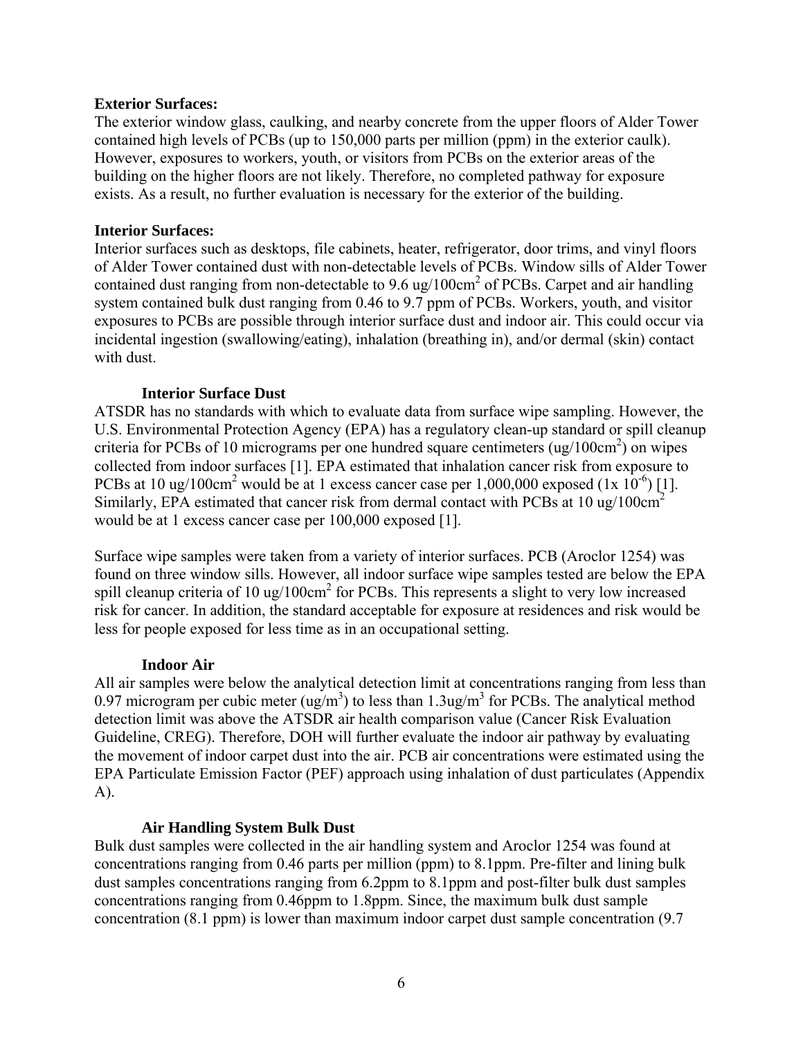**Exterior Surfaces:**

The exterior window glass, caulking, and nearby concrete from the upper floors of Alder Tower contained high levels of PCBs (up to 150,000 parts per million (ppm) in the exterior caulk). However, exposures to workers, youth, or visitors from PCBs on the exterior areas of the building on the higher floors are not likely. Therefore, no completed pathway for exposure exists. As a result, no further evaluation is necessary for the exterior of the building.

**Interior Surfaces:**

Interior surfaces such as desktops, file cabinets, heater, refrigerator, door trims, and vinyl floors of Alder Tower contained dust with non-detectable levels of PCBs. Window sills of Alder Tower contained dust ranging from non-detectable to 9.6 ug/100cm$^2$ of PCBs. Carpet and air handling system contained bulk dust ranging from 0.46 to 9.7 ppm of PCBs. Workers, youth, and visitor exposures to PCBs are possible through interior surface dust and indoor air. This could occur via incidental ingestion (swallowing/eating), inhalation (breathing in), and/or dermal (skin) contact with dust.

**Interior Surface Dust**

ATSDR has no standards with which to evaluate data from surface wipe sampling. However, the U.S. Environmental Protection Agency (EPA) has a regulatory clean-up standard or spill cleanup criteria for PCBs of 10 micrograms per one hundred square centimeters (ug/100cm$^2$) on wipes collected from indoor surfaces [1]. EPA estimated that inhalation cancer risk from exposure to PCBs at 10 ug/100cm$^2$ would be at 1 excess cancer case per 1,000,000 exposed ($1x\ 10^{-6}$) [1]. Similarly, EPA estimated that cancer risk from dermal contact with PCBs at 10 ug/100cm$^2$ would be at 1 excess cancer case per 100,000 exposed [1].

Surface wipe samples were taken from a variety of interior surfaces. PCB (Aroclor 1254) was found on three window sills. However, all indoor surface wipe samples tested are below the EPA spill cleanup criteria of 10 ug/100cm$^2$ for PCBs. This represents a slight to very low increased risk for cancer. In addition, the standard acceptable for exposure at residences and risk would be less for people exposed for less time as in an occupational setting.

**Indoor Air**

All air samples were below the analytical detection limit at concentrations ranging from less than 0.97 microgram per cubic meter (ug/m$^3$) to less than 1.3ug/m$^3$ for PCBs. The analytical method detection limit was above the ATSDR air health comparison value (Cancer Risk Evaluation Guideline, CREG). Therefore, DOH will further evaluate the indoor air pathway by evaluating the movement of indoor carpet dust into the air. PCB air concentrations were estimated using the EPA Particulate Emission Factor (PEF) approach using inhalation of dust particulates (Appendix A).

**Air Handling System Bulk Dust**

Bulk dust samples were collected in the air handling system and Aroclor 1254 was found at concentrations ranging from 0.46 parts per million (ppm) to 8.1ppm. Pre-filter and lining bulk dust samples concentrations ranging from 6.2ppm to 8.1ppm and post-filter bulk dust samples concentrations ranging from 0.46ppm to 1.8ppm. Since, the maximum bulk dust sample concentration (8.1 ppm) is lower than maximum indoor carpet dust sample concentration (9.7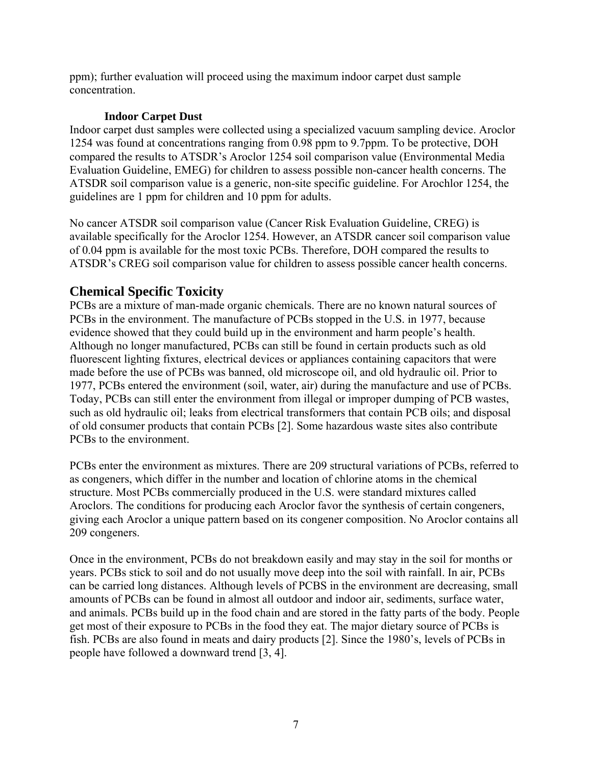ppm); further evaluation will proceed using the maximum indoor carpet dust sample concentration.

### Indoor Carpet Dust

Indoor carpet dust samples were collected using a specialized vacuum sampling device. Aroclor 1254 was found at concentrations ranging from 0.98 ppm to 9.7ppm. To be protective, DOH compared the results to ATSDR's Aroclor 1254 soil comparison value (Environmental Media Evaluation Guideline, EMEG) for children to assess possible non-cancer health concerns. The ATSDR soil comparison value is a generic, non-site specific guideline. For Arochlor 1254, the guidelines are 1 ppm for children and 10 ppm for adults.

No cancer ATSDR soil comparison value (Cancer Risk Evaluation Guideline, CREG) is available specifically for the Aroclor 1254. However, an ATSDR cancer soil comparison value of 0.04 ppm is available for the most toxic PCBs. Therefore, DOH compared the results to ATSDR's CREG soil comparison value for children to assess possible cancer health concerns.

## Chemical Specific Toxicity

PCBs are a mixture of man-made organic chemicals. There are no known natural sources of PCBs in the environment. The manufacture of PCBs stopped in the U.S. in 1977, because evidence showed that they could build up in the environment and harm people's health. Although no longer manufactured, PCBs can still be found in certain products such as old fluorescent lighting fixtures, electrical devices or appliances containing capacitors that were made before the use of PCBs was banned, old microscope oil, and old hydraulic oil. Prior to 1977, PCBs entered the environment (soil, water, air) during the manufacture and use of PCBs. Today, PCBs can still enter the environment from illegal or improper dumping of PCB wastes, such as old hydraulic oil; leaks from electrical transformers that contain PCB oils; and disposal of old consumer products that contain PCBs [2]. Some hazardous waste sites also contribute PCBs to the environment.

PCBs enter the environment as mixtures. There are 209 structural variations of PCBs, referred to as congeners, which differ in the number and location of chlorine atoms in the chemical structure. Most PCBs commercially produced in the U.S. were standard mixtures called Aroclors. The conditions for producing each Aroclor favor the synthesis of certain congeners, giving each Aroclor a unique pattern based on its congener composition. No Aroclor contains all 209 congeners.

Once in the environment, PCBs do not breakdown easily and may stay in the soil for months or years. PCBs stick to soil and do not usually move deep into the soil with rainfall. In air, PCBs can be carried long distances. Although levels of PCBS in the environment are decreasing, small amounts of PCBs can be found in almost all outdoor and indoor air, sediments, surface water, and animals. PCBs build up in the food chain and are stored in the fatty parts of the body. People get most of their exposure to PCBs in the food they eat. The major dietary source of PCBs is fish. PCBs are also found in meats and dairy products [2]. Since the 1980's, levels of PCBs in people have followed a downward trend [3, 4].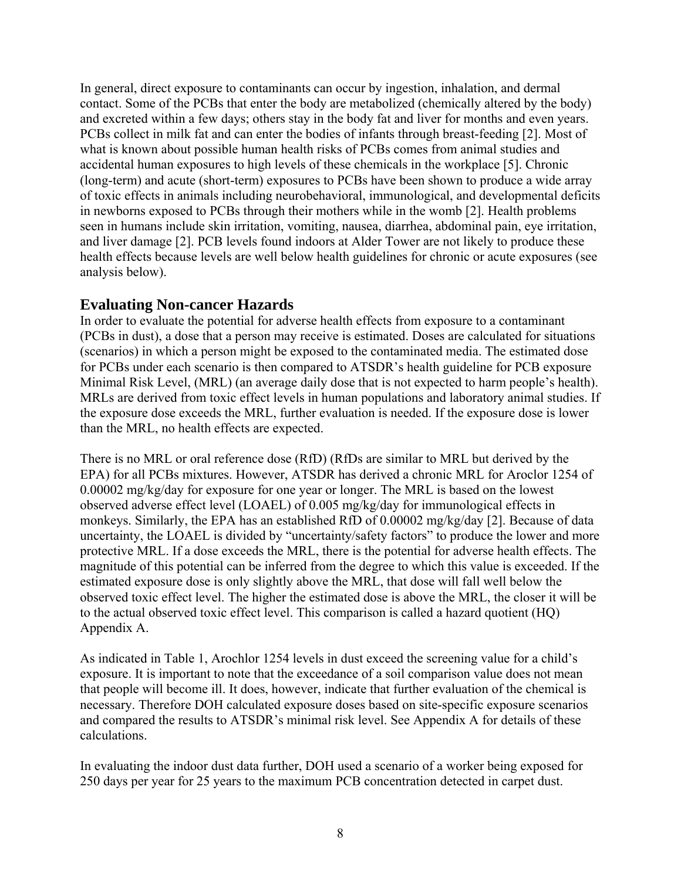In general, direct exposure to contaminants can occur by ingestion, inhalation, and dermal contact. Some of the PCBs that enter the body are metabolized (chemically altered by the body) and excreted within a few days; others stay in the body fat and liver for months and even years. PCBs collect in milk fat and can enter the bodies of infants through breast-feeding [2]. Most of what is known about possible human health risks of PCBs comes from animal studies and accidental human exposures to high levels of these chemicals in the workplace [5]. Chronic (long-term) and acute (short-term) exposures to PCBs have been shown to produce a wide array of toxic effects in animals including neurobehavioral, immunological, and developmental deficits in newborns exposed to PCBs through their mothers while in the womb [2]. Health problems seen in humans include skin irritation, vomiting, nausea, diarrhea, abdominal pain, eye irritation, and liver damage [2]. PCB levels found indoors at Alder Tower are not likely to produce these health effects because levels are well below health guidelines for chronic or acute exposures (see analysis below).

## Evaluating Non-cancer Hazards

In order to evaluate the potential for adverse health effects from exposure to a contaminant (PCBs in dust), a dose that a person may receive is estimated. Doses are calculated for situations (scenarios) in which a person might be exposed to the contaminated media. The estimated dose for PCBs under each scenario is then compared to ATSDR's health guideline for PCB exposure Minimal Risk Level, (MRL) (an average daily dose that is not expected to harm people's health). MRLs are derived from toxic effect levels in human populations and laboratory animal studies. If the exposure dose exceeds the MRL, further evaluation is needed. If the exposure dose is lower than the MRL, no health effects are expected.

There is no MRL or oral reference dose (RfD) (RfDs are similar to MRL but derived by the EPA) for all PCBs mixtures. However, ATSDR has derived a chronic MRL for Aroclor 1254 of 0.00002 mg/kg/day for exposure for one year or longer. The MRL is based on the lowest observed adverse effect level (LOAEL) of 0.005 mg/kg/day for immunological effects in monkeys. Similarly, the EPA has an established RfD of 0.00002 mg/kg/day [2]. Because of data uncertainty, the LOAEL is divided by "uncertainty/safety factors" to produce the lower and more protective MRL. If a dose exceeds the MRL, there is the potential for adverse health effects. The magnitude of this potential can be inferred from the degree to which this value is exceeded. If the estimated exposure dose is only slightly above the MRL, that dose will fall well below the observed toxic effect level. The higher the estimated dose is above the MRL, the closer it will be to the actual observed toxic effect level. This comparison is called a hazard quotient (HQ) Appendix A.

As indicated in Table 1, Arochlor 1254 levels in dust exceed the screening value for a child's exposure. It is important to note that the exceedance of a soil comparison value does not mean that people will become ill. It does, however, indicate that further evaluation of the chemical is necessary. Therefore DOH calculated exposure doses based on site-specific exposure scenarios and compared the results to ATSDR's minimal risk level. See Appendix A for details of these calculations.

In evaluating the indoor dust data further, DOH used a scenario of a worker being exposed for 250 days per year for 25 years to the maximum PCB concentration detected in carpet dust.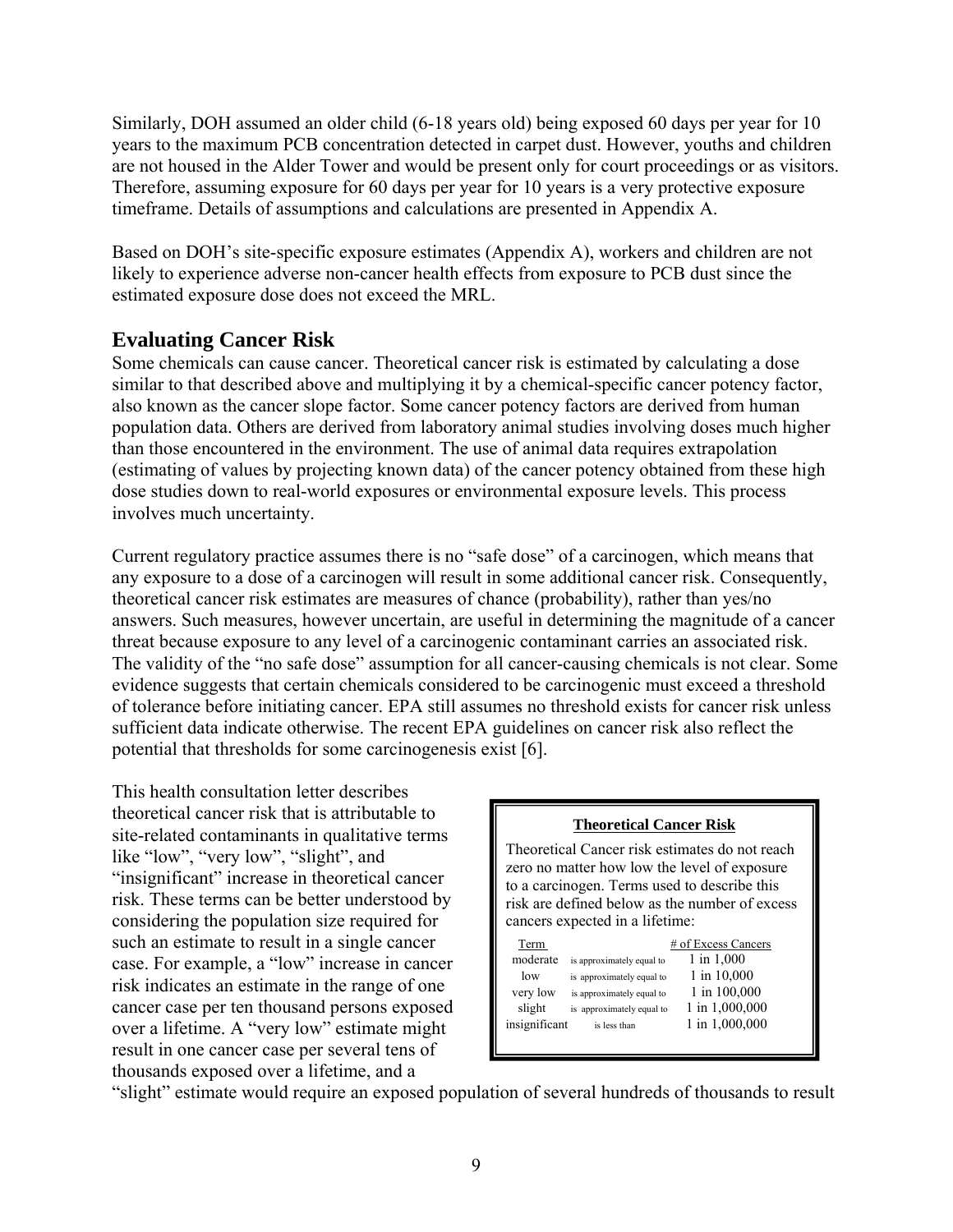Similarly, DOH assumed an older child (6-18 years old) being exposed 60 days per year for 10 years to the maximum PCB concentration detected in carpet dust. However, youths and children are not housed in the Alder Tower and would be present only for court proceedings or as visitors. Therefore, assuming exposure for 60 days per year for 10 years is a very protective exposure timeframe. Details of assumptions and calculations are presented in Appendix A.

Based on DOH's site-specific exposure estimates (Appendix A), workers and children are not likely to experience adverse non-cancer health effects from exposure to PCB dust since the estimated exposure dose does not exceed the MRL.

## Evaluating Cancer Risk

Some chemicals can cause cancer. Theoretical cancer risk is estimated by calculating a dose similar to that described above and multiplying it by a chemical-specific cancer potency factor, also known as the cancer slope factor. Some cancer potency factors are derived from human population data. Others are derived from laboratory animal studies involving doses much higher than those encountered in the environment. The use of animal data requires extrapolation (estimating of values by projecting known data) of the cancer potency obtained from these high dose studies down to real-world exposures or environmental exposure levels. This process involves much uncertainty.

Current regulatory practice assumes there is no "safe dose" of a carcinogen, which means that any exposure to a dose of a carcinogen will result in some additional cancer risk. Consequently, theoretical cancer risk estimates are measures of chance (probability), rather than yes/no answers. Such measures, however uncertain, are useful in determining the magnitude of a cancer threat because exposure to any level of a carcinogenic contaminant carries an associated risk. The validity of the "no safe dose" assumption for all cancer-causing chemicals is not clear. Some evidence suggests that certain chemicals considered to be carcinogenic must exceed a threshold of tolerance before initiating cancer. EPA still assumes no threshold exists for cancer risk unless sufficient data indicate otherwise. The recent EPA guidelines on cancer risk also reflect the potential that thresholds for some carcinogenesis exist [6].

This health consultation letter describes theoretical cancer risk that is attributable to site-related contaminants in qualitative terms like "low", "very low", "slight", and "insignificant" increase in theoretical cancer risk. These terms can be better understood by considering the population size required for such an estimate to result in a single cancer case. For example, a "low" increase in cancer risk indicates an estimate in the range of one cancer case per ten thousand persons exposed over a lifetime. A "very low" estimate might result in one cancer case per several tens of thousands exposed over a lifetime, and a "slight" estimate would require an exposed population of several hundreds of thousands to result

**Theoretical Cancer Risk**

Theoretical Cancer risk estimates do not reach zero no matter how low the level of exposure to a carcinogen. Terms used to describe this risk are defined below as the number of excess cancers expected in a lifetime:

| Term | | # of Excess Cancers |
|---|---|---|
| moderate | is approximately equal to | 1 in 1,000 |
| low | is approximately equal to | 1 in 10,000 |
| very low | is approximately equal to | 1 in 100,000 |
| slight | is approximately equal to | 1 in 1,000,000 |
| insignificant | is less than | 1 in 1,000,000 |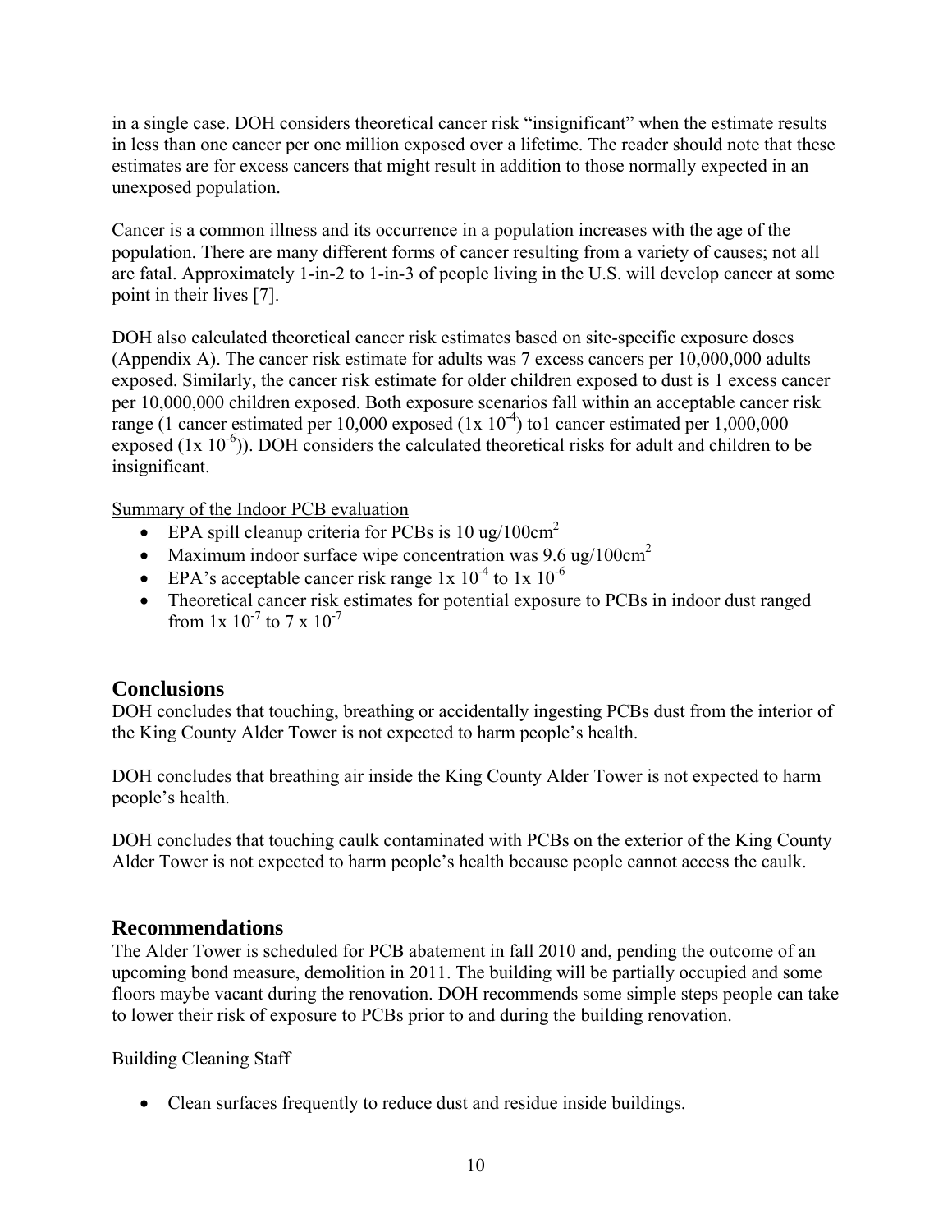in a single case. DOH considers theoretical cancer risk "insignificant" when the estimate results in less than one cancer per one million exposed over a lifetime. The reader should note that these estimates are for excess cancers that might result in addition to those normally expected in an unexposed population.

Cancer is a common illness and its occurrence in a population increases with the age of the population. There are many different forms of cancer resulting from a variety of causes; not all are fatal. Approximately 1-in-2 to 1-in-3 of people living in the U.S. will develop cancer at some point in their lives [7].

DOH also calculated theoretical cancer risk estimates based on site-specific exposure doses (Appendix A). The cancer risk estimate for adults was 7 excess cancers per 10,000,000 adults exposed. Similarly, the cancer risk estimate for older children exposed to dust is 1 excess cancer per 10,000,000 children exposed. Both exposure scenarios fall within an acceptable cancer risk range (1 cancer estimated per 10,000 exposed ($1x\ 10^{-4}$) to1 cancer estimated per 1,000,000 exposed ($1x\ 10^{-6}$)). DOH considers the calculated theoretical risks for adult and children to be insignificant.

<u>Summary of the Indoor PCB evaluation</u>

- EPA spill cleanup criteria for PCBs is 10 ug/100cm$^2$
- Maximum indoor surface wipe concentration was 9.6 ug/100cm$^2$
- EPA's acceptable cancer risk range $1x\ 10^{-4}$ to $1x\ 10^{-6}$
- Theoretical cancer risk estimates for potential exposure to PCBs in indoor dust ranged from $1x\ 10^{-7}$ to $7\ x\ 10^{-7}$

## Conclusions

DOH concludes that touching, breathing or accidentally ingesting PCBs dust from the interior of the King County Alder Tower is not expected to harm people's health.

DOH concludes that breathing air inside the King County Alder Tower is not expected to harm people's health.

DOH concludes that touching caulk contaminated with PCBs on the exterior of the King County Alder Tower is not expected to harm people's health because people cannot access the caulk.

## Recommendations

The Alder Tower is scheduled for PCB abatement in fall 2010 and, pending the outcome of an upcoming bond measure, demolition in 2011. The building will be partially occupied and some floors maybe vacant during the renovation. DOH recommends some simple steps people can take to lower their risk of exposure to PCBs prior to and during the building renovation.

Building Cleaning Staff

- Clean surfaces frequently to reduce dust and residue inside buildings.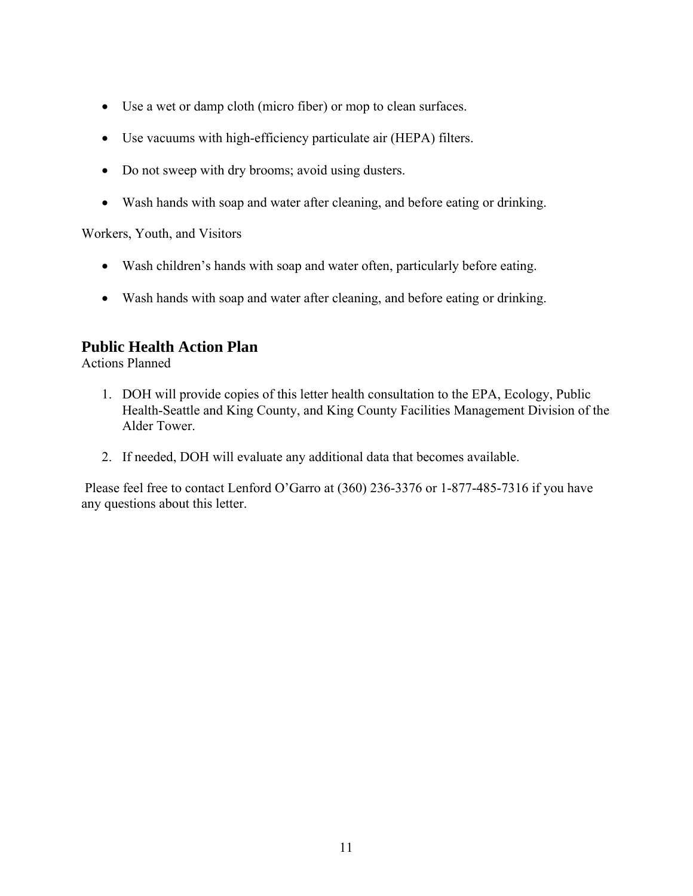- Use a wet or damp cloth (micro fiber) or mop to clean surfaces.
- Use vacuums with high-efficiency particulate air (HEPA) filters.
- Do not sweep with dry brooms; avoid using dusters.
- Wash hands with soap and water after cleaning, and before eating or drinking.

Workers, Youth, and Visitors

- Wash children's hands with soap and water often, particularly before eating.
- Wash hands with soap and water after cleaning, and before eating or drinking.

## Public Health Action Plan

Actions Planned

1. DOH will provide copies of this letter health consultation to the EPA, Ecology, Public Health-Seattle and King County, and King County Facilities Management Division of the Alder Tower.
2. If needed, DOH will evaluate any additional data that becomes available.

Please feel free to contact Lenford O'Garro at (360) 236-3376 or 1-877-485-7316 if you have any questions about this letter.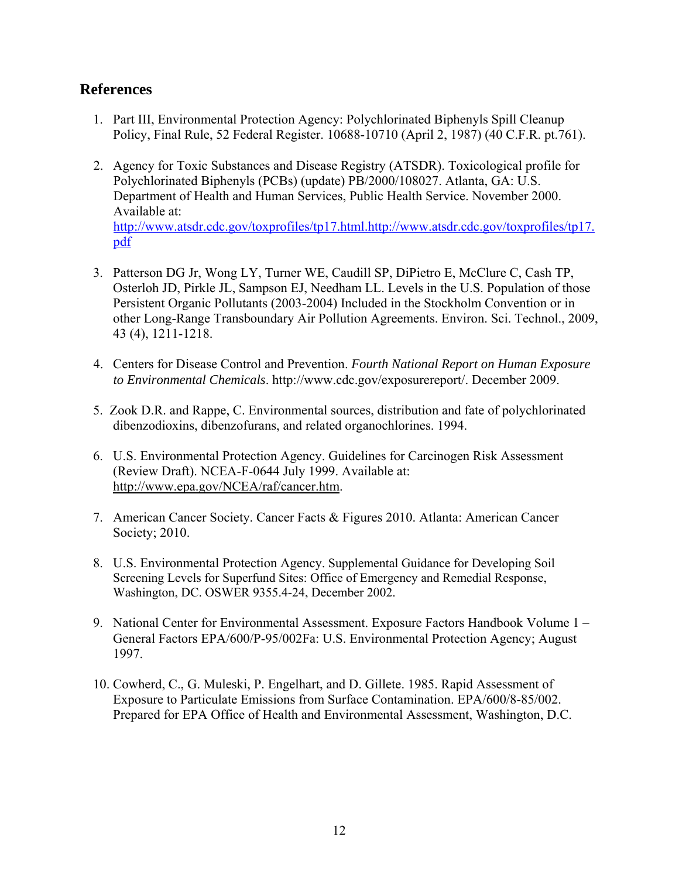## References

1. Part III, Environmental Protection Agency: Polychlorinated Biphenyls Spill Cleanup Policy, Final Rule, 52 Federal Register. 10688-10710 (April 2, 1987) (40 C.F.R. pt.761).

2. Agency for Toxic Substances and Disease Registry (ATSDR). Toxicological profile for Polychlorinated Biphenyls (PCBs) (update) PB/2000/108027. Atlanta, GA: U.S. Department of Health and Human Services, Public Health Service. November 2000. Available at: http://www.atsdr.cdc.gov/toxprofiles/tp17.html.http://www.atsdr.cdc.gov/toxprofiles/tp17.pdf

3. Patterson DG Jr, Wong LY, Turner WE, Caudill SP, DiPietro E, McClure C, Cash TP, Osterloh JD, Pirkle JL, Sampson EJ, Needham LL. Levels in the U.S. Population of those Persistent Organic Pollutants (2003-2004) Included in the Stockholm Convention or in other Long-Range Transboundary Air Pollution Agreements. Environ. Sci. Technol., 2009, 43 (4), 1211-1218.

4. Centers for Disease Control and Prevention. *Fourth National Report on Human Exposure to Environmental Chemicals*. http://www.cdc.gov/exposurereport/. December 2009.

5. Zook D.R. and Rappe, C. Environmental sources, distribution and fate of polychlorinated dibenzodioxins, dibenzofurans, and related organochlorines. 1994.

6. U.S. Environmental Protection Agency. Guidelines for Carcinogen Risk Assessment (Review Draft). NCEA-F-0644 July 1999. Available at: http://www.epa.gov/NCEA/raf/cancer.htm.

7. American Cancer Society. Cancer Facts & Figures 2010. Atlanta: American Cancer Society; 2010.

8. U.S. Environmental Protection Agency. Supplemental Guidance for Developing Soil Screening Levels for Superfund Sites: Office of Emergency and Remedial Response, Washington, DC. OSWER 9355.4-24, December 2002.

9. National Center for Environmental Assessment. Exposure Factors Handbook Volume 1 – General Factors EPA/600/P-95/002Fa: U.S. Environmental Protection Agency; August 1997.

10. Cowherd, C., G. Muleski, P. Engelhart, and D. Gillete. 1985. Rapid Assessment of Exposure to Particulate Emissions from Surface Contamination. EPA/600/8-85/002. Prepared for EPA Office of Health and Environmental Assessment, Washington, D.C.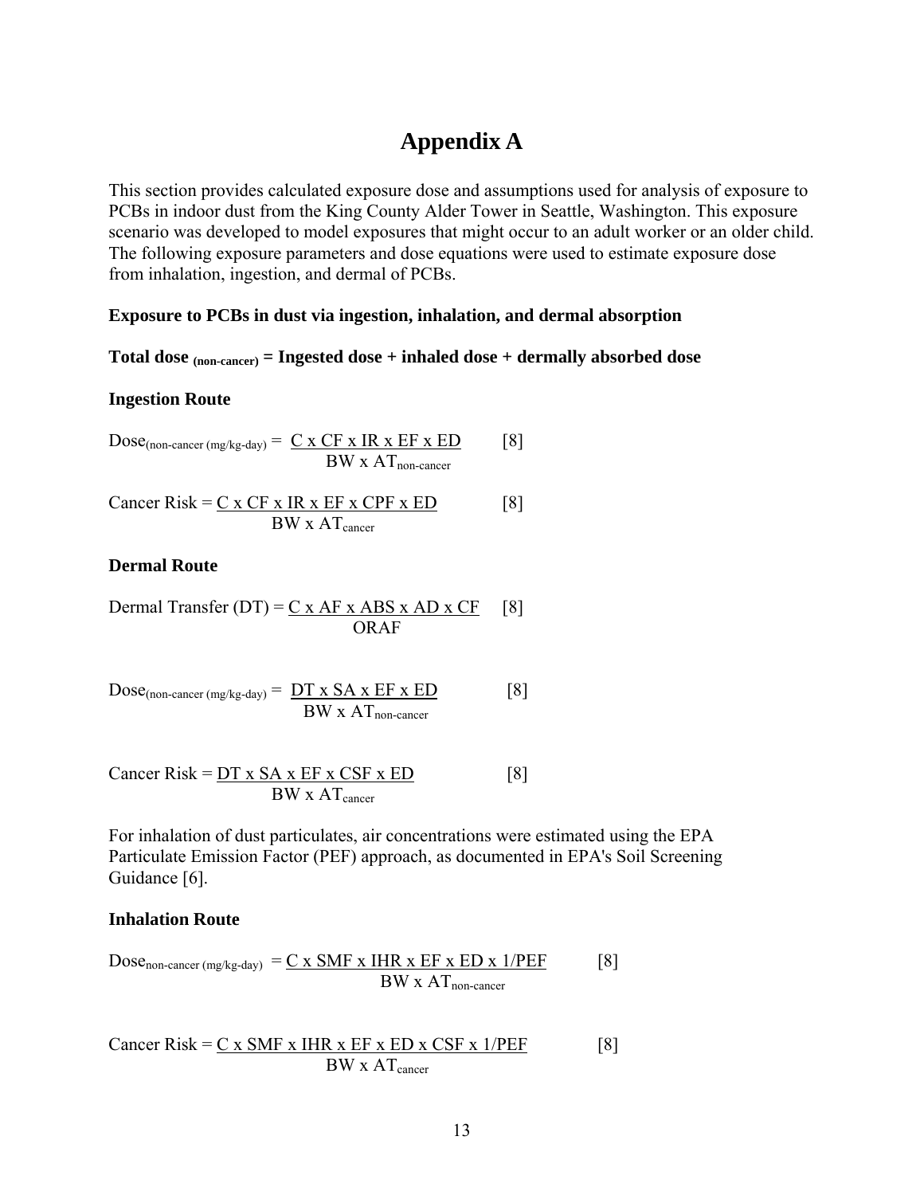# Appendix A

This section provides calculated exposure dose and assumptions used for analysis of exposure to PCBs in indoor dust from the King County Alder Tower in Seattle, Washington. This exposure scenario was developed to model exposures that might occur to an adult worker or an older child. The following exposure parameters and dose equations were used to estimate exposure dose from inhalation, ingestion, and dermal of PCBs.

**Exposure to PCBs in dust via ingestion, inhalation, and dermal absorption**

**Total dose $_{\text{(non-cancer)}}$ = Ingested dose + inhaled dose + dermally absorbed dose**

**Ingestion Route**

$$\text{Dose}_{\text{(non-cancer (mg/kg-day)}} = \frac{C \times CF \times IR \times EF \times ED}{BW \times AT_{\text{non-cancer}}} \quad [8]$$

$$\text{Cancer Risk} = \frac{C \times CF \times IR \times EF \times CPF \times ED}{BW \times AT_{\text{cancer}}} \quad [8]$$

**Dermal Route**

$$\text{Dermal Transfer (DT)} = \frac{C \times AF \times ABS \times AD \times CF}{ORAF} \quad [8]$$

$$\text{Dose}_{\text{(non-cancer (mg/kg-day)}} = \frac{DT \times SA \times EF \times ED}{BW \times AT_{\text{non-cancer}}} \quad [8]$$

$$\text{Cancer Risk} = \frac{DT \times SA \times EF \times CSF \times ED}{BW \times AT_{\text{cancer}}} \quad [8]$$

For inhalation of dust particulates, air concentrations were estimated using the EPA Particulate Emission Factor (PEF) approach, as documented in EPA's Soil Screening Guidance [6].

**Inhalation Route**

$$\text{Dose}_{\text{non-cancer (mg/kg-day)}} = \frac{C \times SMF \times IHR \times EF \times ED \times 1/PEF}{BW \times AT_{\text{non-cancer}}} \quad [8]$$

$$\text{Cancer Risk} = \frac{C \times SMF \times IHR \times EF \times ED \times CSF \times 1/PEF}{BW \times AT_{\text{cancer}}} \quad [8]$$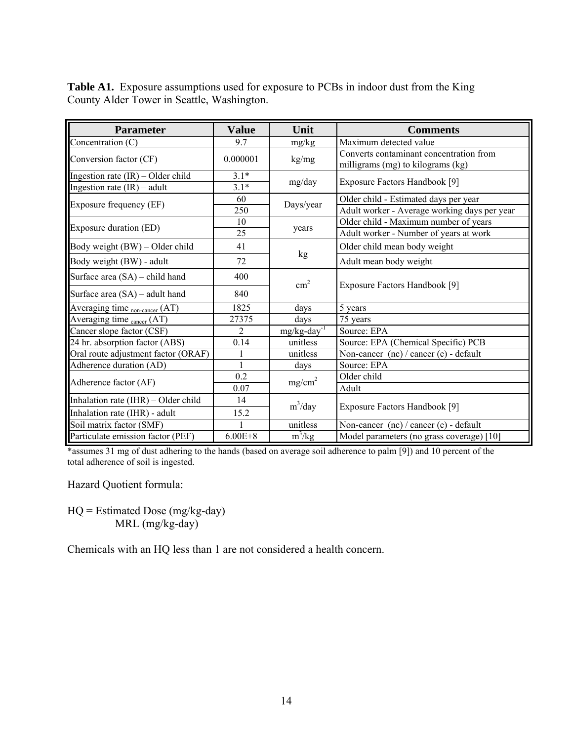**Table A1.** Exposure assumptions used for exposure to PCBs in indoor dust from the King County Alder Tower in Seattle, Washington.

| Parameter | Value | Unit | Comments |
|---|---|---|---|
| Concentration (C) | 9.7 | mg/kg | Maximum detected value |
| Conversion factor (CF) | 0.000001 | kg/mg | Converts contaminant concentration from milligrams (mg) to kilograms (kg) |
| Ingestion rate (IR) – Older child | 3.1* | mg/day | Exposure Factors Handbook [9] |
| Ingestion rate (IR) – adult | 3.1* | | |
| Exposure frequency (EF) | 60 | Days/year | Older child - Estimated days per year |
| | 250 | | Adult worker - Average working days per year |
| Exposure duration (ED) | 10 | years | Older child - Maximum number of years |
| | 25 | | Adult worker - Number of years at work |
| Body weight (BW) – Older child | 41 | kg | Older child mean body weight |
| Body weight (BW) - adult | 72 | | Adult mean body weight |
| Surface area (SA) – child hand | 400 | $cm^2$ | Exposure Factors Handbook [9] |
| Surface area (SA) – adult hand | 840 | | |
| Averaging time $_{non\text{-}cancer}$ (AT) | 1825 | days | 5 years |
| Averaging time $_{cancer}$ (AT) | 27375 | days | 75 years |
| Cancer slope factor (CSF) | 2 | $mg/kg\text{-}day^{-1}$ | Source: EPA |
| 24 hr. absorption factor (ABS) | 0.14 | unitless | Source: EPA (Chemical Specific) PCB |
| Oral route adjustment factor (ORAF) | 1 | unitless | Non-cancer (nc) / cancer (c) - default |
| Adherence duration (AD) | 1 | days | Source: EPA |
| Adherence factor (AF) | 0.2 | $mg/cm^2$ | Older child |
| | 0.07 | | Adult |
| Inhalation rate (IHR) – Older child | 14 | $m^3/day$ | Exposure Factors Handbook [9] |
| Inhalation rate (IHR) - adult | 15.2 | | |
| Soil matrix factor (SMF) | 1 | unitless | Non-cancer (nc) / cancer (c) - default |
| Particulate emission factor (PEF) | 6.00E+8 | $m^3/kg$ | Model parameters (no grass coverage) [10] |

*assumes 31 mg of dust adhering to the hands (based on average soil adherence to palm [9]) and 10 percent of the total adherence of soil is ingested.

Hazard Quotient formula:

$$HQ = \frac{\text{Estimated Dose (mg/kg-day)}}{\text{MRL (mg/kg-day)}}$$

Chemicals with an HQ less than 1 are not considered a health concern.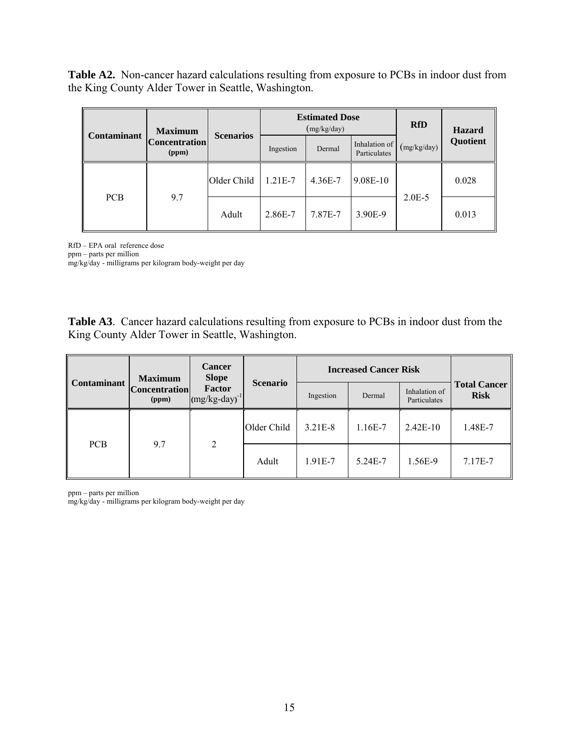**Table A2.** Non-cancer hazard calculations resulting from exposure to PCBs in indoor dust from the King County Alder Tower in Seattle, Washington.

| Contaminant | Maximum Concentration (ppm) | Scenarios | Estimated Dose (mg/kg/day) | | | RfD | Hazard Quotient |
|---|---|---|---|---|---|---|---|
| | | | Ingestion | Dermal | Inhalation of Particulates | (mg/kg/day) | |
| PCB | 9.7 | Older Child | 1.21E-7 | 4.36E-7 | 9.08E-10 | 2.0E-5 | 0.028 |
| | | Adult | 2.86E-7 | 7.87E-7 | 3.90E-9 | | 0.013 |

RfD – EPA oral reference dose
ppm – parts per million
mg/kg/day - milligrams per kilogram body-weight per day

**Table A3**. Cancer hazard calculations resulting from exposure to PCBs in indoor dust from the King County Alder Tower in Seattle, Washington.

| Contaminant | Maximum Concentration (ppm) | Cancer Slope Factor $(mg/kg\text{-}day)^{-1}$ | Scenario | Increased Cancer Risk | | | Total Cancer Risk |
|---|---|---|---|---|---|---|---|
| | | | | Ingestion | Dermal | Inhalation of Particulates | |
| PCB | 9.7 | 2 | Older Child | 3.21E-8 | 1.16E-7 | 2.42E-10 | 1.48E-7 |
| | | | Adult | 1.91E-7 | 5.24E-7 | 1.56E-9 | 7.17E-7 |

ppm – parts per million
mg/kg/day - milligrams per kilogram body-weight per day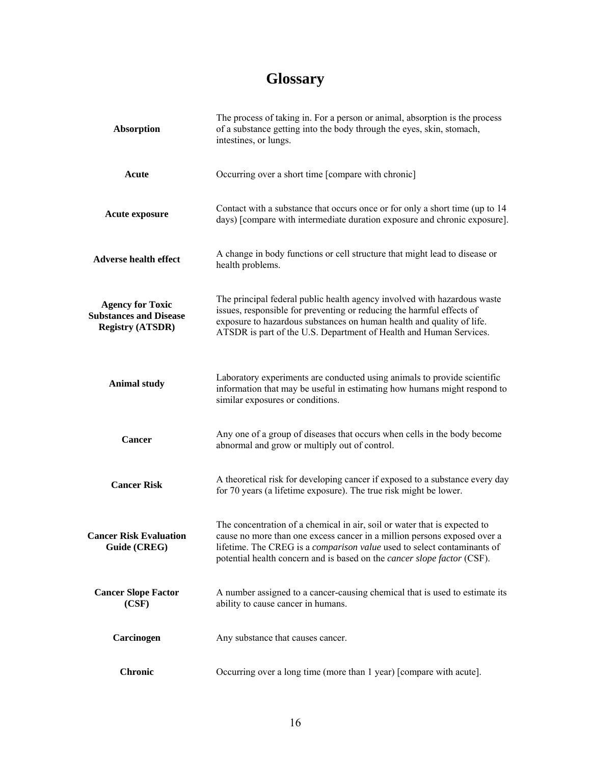# Glossary

| | |
|---|---|
| **Absorption** | The process of taking in. For a person or animal, absorption is the process of a substance getting into the body through the eyes, skin, stomach, intestines, or lungs. |
| **Acute** | Occurring over a short time [compare with chronic] |
| **Acute exposure** | Contact with a substance that occurs once or for only a short time (up to 14 days) [compare with intermediate duration exposure and chronic exposure]. |
| **Adverse health effect** | A change in body functions or cell structure that might lead to disease or health problems. |
| **Agency for Toxic Substances and Disease Registry (ATSDR)** | The principal federal public health agency involved with hazardous waste issues, responsible for preventing or reducing the harmful effects of exposure to hazardous substances on human health and quality of life. ATSDR is part of the U.S. Department of Health and Human Services. |
| **Animal study** | Laboratory experiments are conducted using animals to provide scientific information that may be useful in estimating how humans might respond to similar exposures or conditions. |
| **Cancer** | Any one of a group of diseases that occurs when cells in the body become abnormal and grow or multiply out of control. |
| **Cancer Risk** | A theoretical risk for developing cancer if exposed to a substance every day for 70 years (a lifetime exposure). The true risk might be lower. |
| **Cancer Risk Evaluation Guide (CREG)** | The concentration of a chemical in air, soil or water that is expected to cause no more than one excess cancer in a million persons exposed over a lifetime. The CREG is a *comparison value* used to select contaminants of potential health concern and is based on the *cancer slope factor* (CSF). |
| **Cancer Slope Factor (CSF)** | A number assigned to a cancer-causing chemical that is used to estimate its ability to cause cancer in humans. |
| **Carcinogen** | Any substance that causes cancer. |
| **Chronic** | Occurring over a long time (more than 1 year) [compare with acute]. |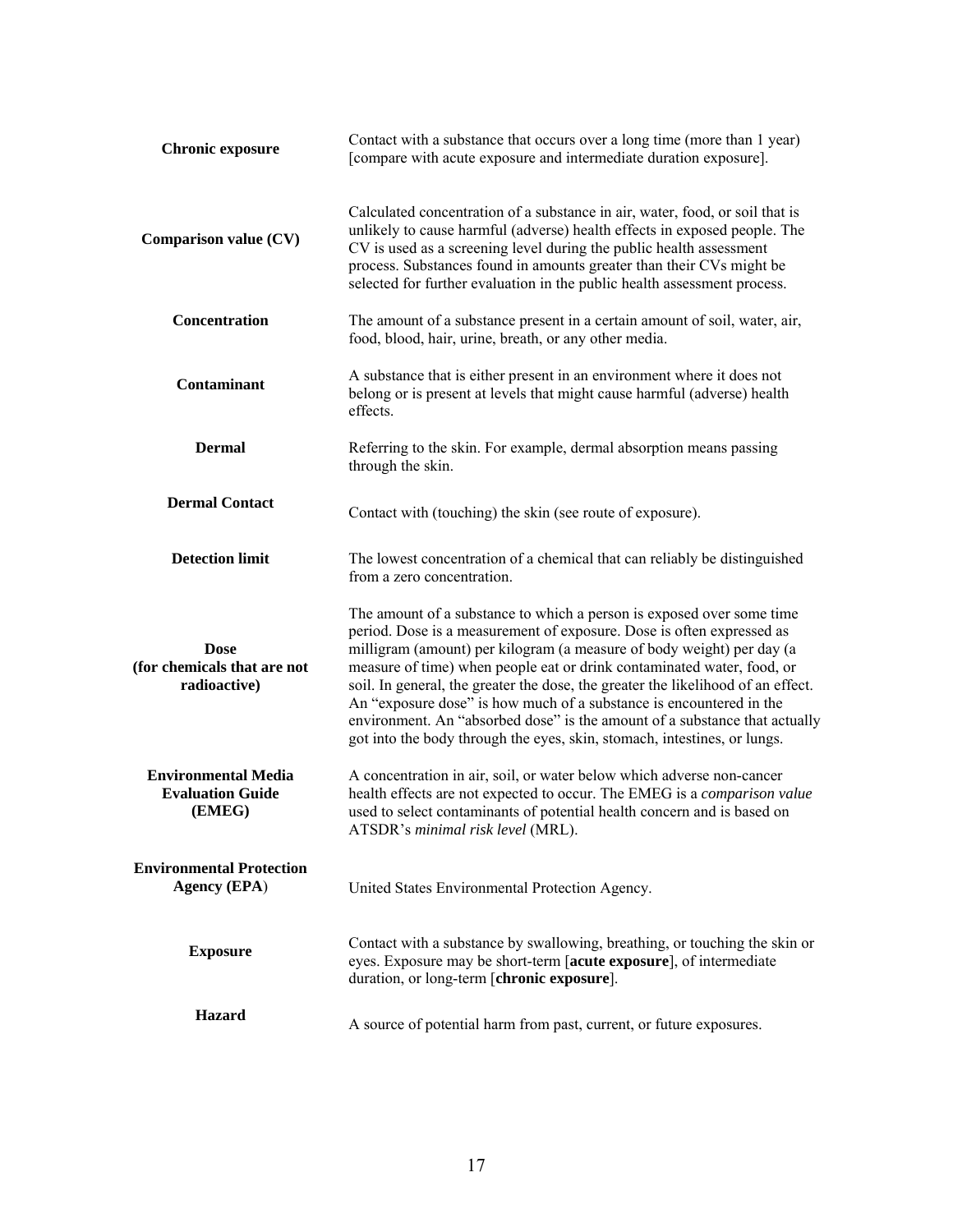| | |
|---|---|
| **Chronic exposure** | Contact with a substance that occurs over a long time (more than 1 year) [compare with acute exposure and intermediate duration exposure]. |
| **Comparison value (CV)** | Calculated concentration of a substance in air, water, food, or soil that is unlikely to cause harmful (adverse) health effects in exposed people. The CV is used as a screening level during the public health assessment process. Substances found in amounts greater than their CVs might be selected for further evaluation in the public health assessment process. |
| **Concentration** | The amount of a substance present in a certain amount of soil, water, air, food, blood, hair, urine, breath, or any other media. |
| **Contaminant** | A substance that is either present in an environment where it does not belong or is present at levels that might cause harmful (adverse) health effects. |
| **Dermal** | Referring to the skin. For example, dermal absorption means passing through the skin. |
| **Dermal Contact** | Contact with (touching) the skin (see route of exposure). |
| **Detection limit** | The lowest concentration of a chemical that can reliably be distinguished from a zero concentration. |
| **Dose (for chemicals that are not radioactive)** | The amount of a substance to which a person is exposed over some time period. Dose is a measurement of exposure. Dose is often expressed as milligram (amount) per kilogram (a measure of body weight) per day (a measure of time) when people eat or drink contaminated water, food, or soil. In general, the greater the dose, the greater the likelihood of an effect. An "exposure dose" is how much of a substance is encountered in the environment. An "absorbed dose" is the amount of a substance that actually got into the body through the eyes, skin, stomach, intestines, or lungs. |
| **Environmental Media Evaluation Guide (EMEG)** | A concentration in air, soil, or water below which adverse non-cancer health effects are not expected to occur. The EMEG is a *comparison value* used to select contaminants of potential health concern and is based on ATSDR's *minimal risk level* (MRL). |
| **Environmental Protection Agency (EPA**) | United States Environmental Protection Agency. |
| **Exposure** | Contact with a substance by swallowing, breathing, or touching the skin or eyes. Exposure may be short-term [**acute exposure**], of intermediate duration, or long-term [**chronic exposure**]. |
| **Hazard** | A source of potential harm from past, current, or future exposures. |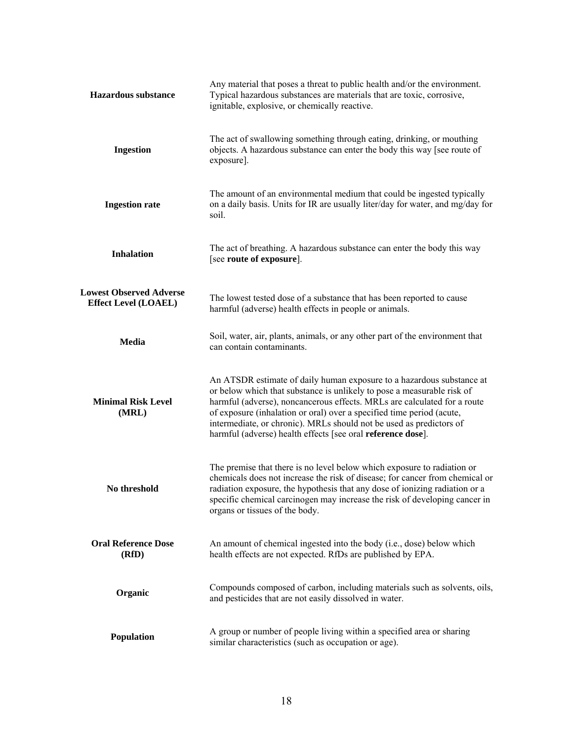| | |
|---|---|
| **Hazardous substance** | Any material that poses a threat to public health and/or the environment. Typical hazardous substances are materials that are toxic, corrosive, ignitable, explosive, or chemically reactive. |
| **Ingestion** | The act of swallowing something through eating, drinking, or mouthing objects. A hazardous substance can enter the body this way [see route of exposure]. |
| **Ingestion rate** | The amount of an environmental medium that could be ingested typically on a daily basis. Units for IR are usually liter/day for water, and mg/day for soil. |
| **Inhalation** | The act of breathing. A hazardous substance can enter the body this way [see **route of exposure**]. |
| **Lowest Observed Adverse Effect Level (LOAEL)** | The lowest tested dose of a substance that has been reported to cause harmful (adverse) health effects in people or animals. |
| **Media** | Soil, water, air, plants, animals, or any other part of the environment that can contain contaminants. |
| **Minimal Risk Level (MRL)** | An ATSDR estimate of daily human exposure to a hazardous substance at or below which that substance is unlikely to pose a measurable risk of harmful (adverse), noncancerous effects. MRLs are calculated for a route of exposure (inhalation or oral) over a specified time period (acute, intermediate, or chronic). MRLs should not be used as predictors of harmful (adverse) health effects [see oral **reference dose**]. |
| **No threshold** | The premise that there is no level below which exposure to radiation or chemicals does not increase the risk of disease; for cancer from chemical or radiation exposure, the hypothesis that any dose of ionizing radiation or a specific chemical carcinogen may increase the risk of developing cancer in organs or tissues of the body. |
| **Oral Reference Dose (RfD)** | An amount of chemical ingested into the body (i.e., dose) below which health effects are not expected. RfDs are published by EPA. |
| **Organic** | Compounds composed of carbon, including materials such as solvents, oils, and pesticides that are not easily dissolved in water. |
| **Population** | A group or number of people living within a specified area or sharing similar characteristics (such as occupation or age). |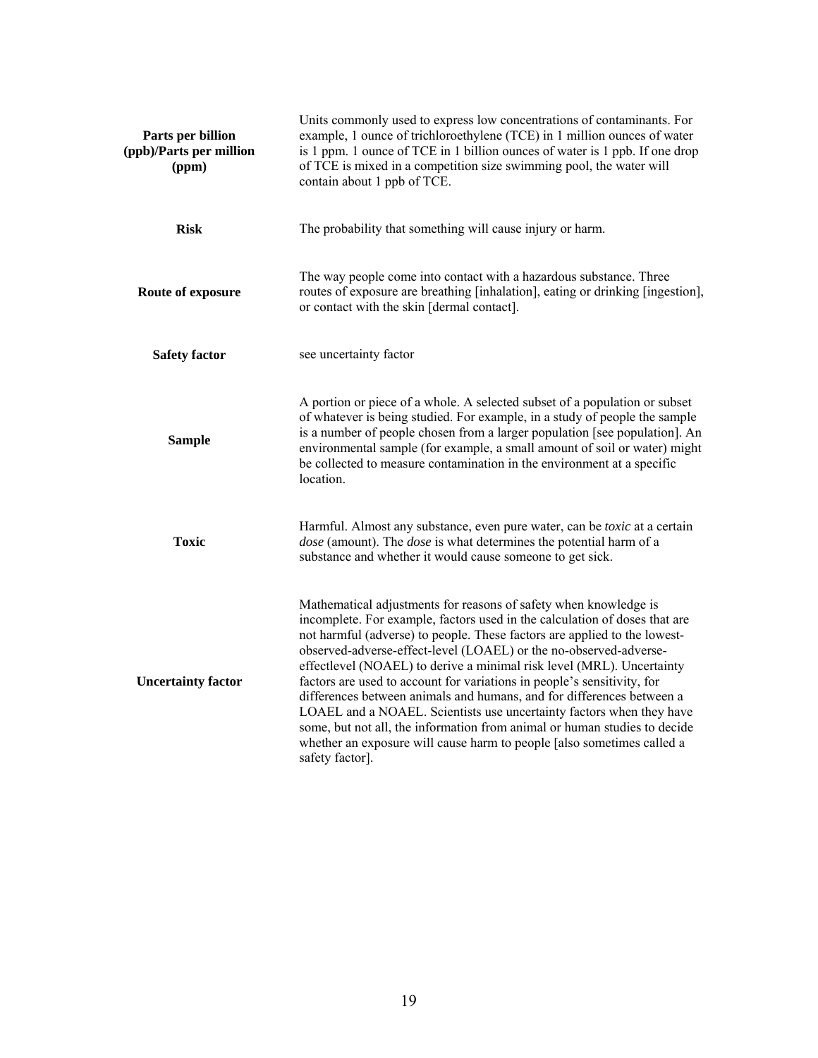| | |
|---|---|
| **Parts per billion (ppb)/Parts per million (ppm)** | Units commonly used to express low concentrations of contaminants. For example, 1 ounce of trichloroethylene (TCE) in 1 million ounces of water is 1 ppm. 1 ounce of TCE in 1 billion ounces of water is 1 ppb. If one drop of TCE is mixed in a competition size swimming pool, the water will contain about 1 ppb of TCE. |
| **Risk** | The probability that something will cause injury or harm. |
| **Route of exposure** | The way people come into contact with a hazardous substance. Three routes of exposure are breathing [inhalation], eating or drinking [ingestion], or contact with the skin [dermal contact]. |
| **Safety factor** | see uncertainty factor |
| **Sample** | A portion or piece of a whole. A selected subset of a population or subset of whatever is being studied. For example, in a study of people the sample is a number of people chosen from a larger population [see population]. An environmental sample (for example, a small amount of soil or water) might be collected to measure contamination in the environment at a specific location. |
| **Toxic** | Harmful. Almost any substance, even pure water, can be *toxic* at a certain *dose* (amount). The *dose* is what determines the potential harm of a substance and whether it would cause someone to get sick. |
| **Uncertainty factor** | Mathematical adjustments for reasons of safety when knowledge is incomplete. For example, factors used in the calculation of doses that are not harmful (adverse) to people. These factors are applied to the lowest-observed-adverse-effect-level (LOAEL) or the no-observed-adverse-effectlevel (NOAEL) to derive a minimal risk level (MRL). Uncertainty factors are used to account for variations in people's sensitivity, for differences between animals and humans, and for differences between a LOAEL and a NOAEL. Scientists use uncertainty factors when they have some, but not all, the information from animal or human studies to decide whether an exposure will cause harm to people [also sometimes called a safety factor]. |